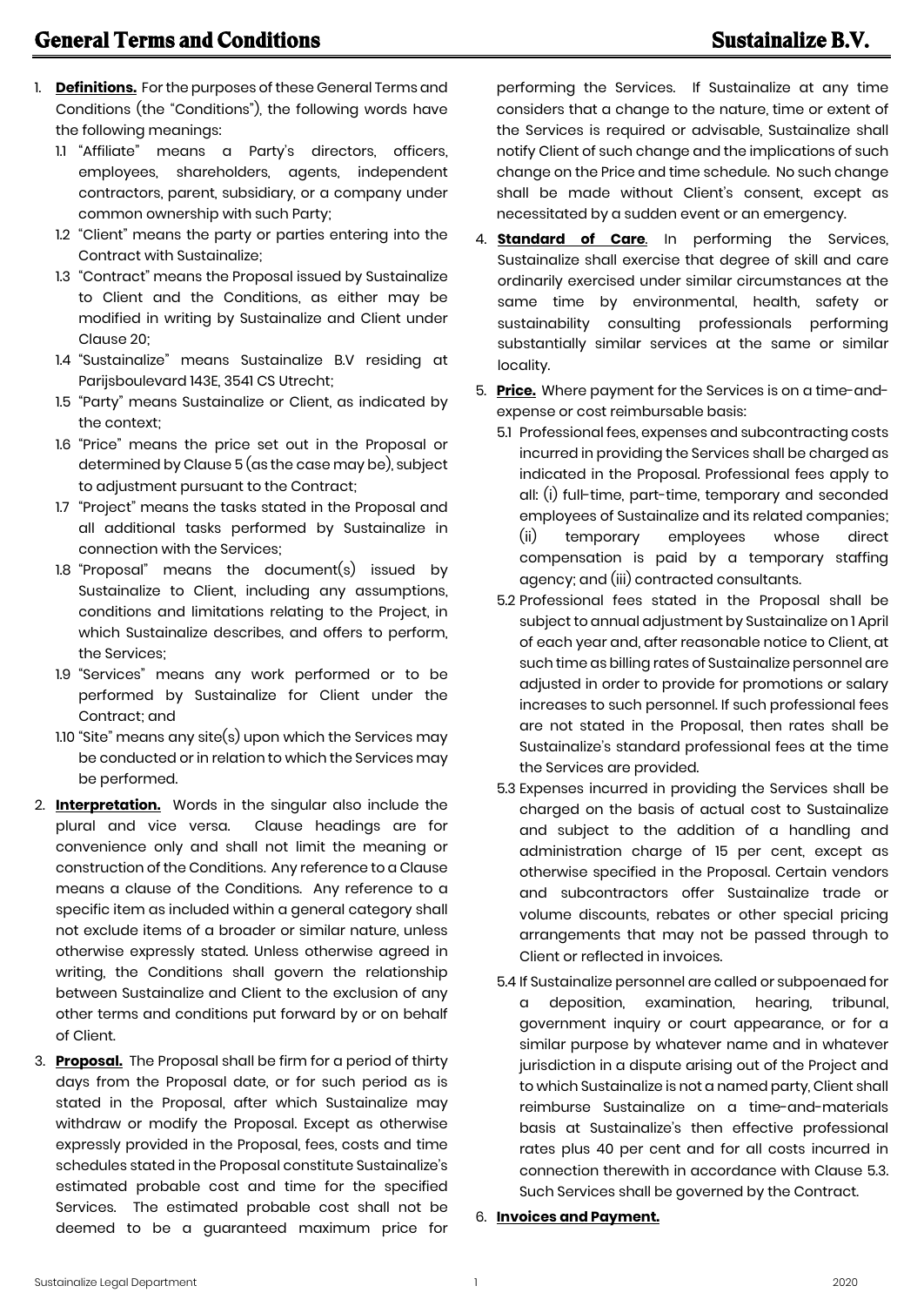# General Terms and Conditions

## Sustainalize B.V.

1. **Definitions.** For the purposes of these General Terms and Conditions (the "Conditions"), the following words have the following meanings:
   1.1 "Affiliate" means a Party's directors, officers, employees, shareholders, agents, independent contractors, parent, subsidiary, or a company under common ownership with such Party;
   1.2 "Client" means the party or parties entering into the Contract with Sustainalize;
   1.3 "Contract" means the Proposal issued by Sustainalize to Client and the Conditions, as either may be modified in writing by Sustainalize and Client under Clause 20;
   1.4 "Sustainalize" means Sustainalize B.V residing at Parijsboulevard 143E, 3541 CS Utrecht;
   1.5 "Party" means Sustainalize or Client, as indicated by the context;
   1.6 "Price" means the price set out in the Proposal or determined by Clause 5 (as the case may be), subject to adjustment pursuant to the Contract;
   1.7 "Project" means the tasks stated in the Proposal and all additional tasks performed by Sustainalize in connection with the Services;
   1.8 "Proposal" means the document(s) issued by Sustainalize to Client, including any assumptions, conditions and limitations relating to the Project, in which Sustainalize describes, and offers to perform, the Services;
   1.9 "Services" means any work performed or to be performed by Sustainalize for Client under the Contract; and
   1.10 "Site" means any site(s) upon which the Services may be conducted or in relation to which the Services may be performed.
2. **Interpretation.** Words in the singular also include the plural and vice versa. Clause headings are for convenience only and shall not limit the meaning or construction of the Conditions. Any reference to a Clause means a clause of the Conditions. Any reference to a specific item as included within a general category shall not exclude items of a broader or similar nature, unless otherwise expressly stated. Unless otherwise agreed in writing, the Conditions shall govern the relationship between Sustainalize and Client to the exclusion of any other terms and conditions put forward by or on behalf of Client.
3. **Proposal.** The Proposal shall be firm for a period of thirty days from the Proposal date, or for such period as is stated in the Proposal, after which Sustainalize may withdraw or modify the Proposal. Except as otherwise expressly provided in the Proposal, fees, costs and time schedules stated in the Proposal constitute Sustainalize's estimated probable cost and time for the specified Services. The estimated probable cost shall not be deemed to be a guaranteed maximum price for performing the Services. If Sustainalize at any time considers that a change to the nature, time or extent of the Services is required or advisable, Sustainalize shall notify Client of such change and the implications of such change on the Price and time schedule. No such change shall be made without Client's consent, except as necessitated by a sudden event or an emergency.
4. **Standard of Care**. In performing the Services, Sustainalize shall exercise that degree of skill and care ordinarily exercised under similar circumstances at the same time by environmental, health, safety or sustainability consulting professionals performing substantially similar services at the same or similar locality.
5. **Price.** Where payment for the Services is on a time-and-expense or cost reimbursable basis:
   5.1 Professional fees, expenses and subcontracting costs incurred in providing the Services shall be charged as indicated in the Proposal. Professional fees apply to all: (i) full-time, part-time, temporary and seconded employees of Sustainalize and its related companies; (ii) temporary employees whose direct compensation is paid by a temporary staffing agency; and (iii) contracted consultants.
   5.2 Professional fees stated in the Proposal shall be subject to annual adjustment by Sustainalize on 1 April of each year and, after reasonable notice to Client, at such time as billing rates of Sustainalize personnel are adjusted in order to provide for promotions or salary increases to such personnel. If such professional fees are not stated in the Proposal, then rates shall be Sustainalize's standard professional fees at the time the Services are provided.
   5.3 Expenses incurred in providing the Services shall be charged on the basis of actual cost to Sustainalize and subject to the addition of a handling and administration charge of 15 per cent, except as otherwise specified in the Proposal. Certain vendors and subcontractors offer Sustainalize trade or volume discounts, rebates or other special pricing arrangements that may not be passed through to Client or reflected in invoices.
   5.4 If Sustainalize personnel are called or subpoenaed for a deposition, examination, hearing, tribunal, government inquiry or court appearance, or for a similar purpose by whatever name and in whatever jurisdiction in a dispute arising out of the Project and to which Sustainalize is not a named party, Client shall reimburse Sustainalize on a time-and-materials basis at Sustainalize's then effective professional rates plus 40 per cent and for all costs incurred in connection therewith in accordance with Clause 5.3. Such Services shall be governed by the Contract.
6. **Invoices and Payment.**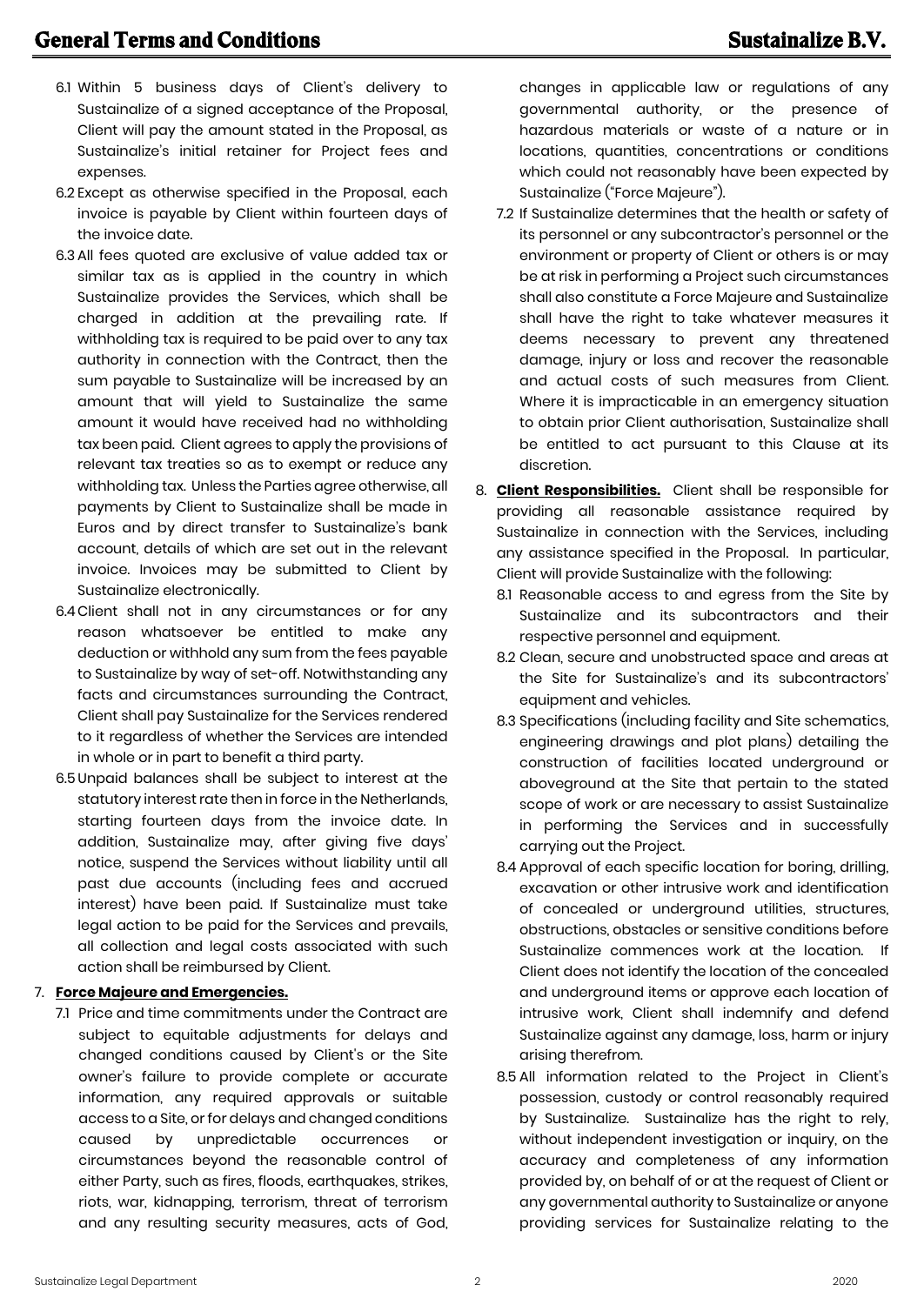6.1 Within 5 business days of Client's delivery to Sustainalize of a signed acceptance of the Proposal, Client will pay the amount stated in the Proposal, as Sustainalize's initial retainer for Project fees and expenses.

6.2 Except as otherwise specified in the Proposal, each invoice is payable by Client within fourteen days of the invoice date.

6.3 All fees quoted are exclusive of value added tax or similar tax as is applied in the country in which Sustainalize provides the Services, which shall be charged in addition at the prevailing rate. If withholding tax is required to be paid over to any tax authority in connection with the Contract, then the sum payable to Sustainalize will be increased by an amount that will yield to Sustainalize the same amount it would have received had no withholding tax been paid. Client agrees to apply the provisions of relevant tax treaties so as to exempt or reduce any withholding tax. Unless the Parties agree otherwise, all payments by Client to Sustainalize shall be made in Euros and by direct transfer to Sustainalize's bank account, details of which are set out in the relevant invoice. Invoices may be submitted to Client by Sustainalize electronically.

6.4 Client shall not in any circumstances or for any reason whatsoever be entitled to make any deduction or withhold any sum from the fees payable to Sustainalize by way of set-off. Notwithstanding any facts and circumstances surrounding the Contract, Client shall pay Sustainalize for the Services rendered to it regardless of whether the Services are intended in whole or in part to benefit a third party.

6.5 Unpaid balances shall be subject to interest at the statutory interest rate then in force in the Netherlands, starting fourteen days from the invoice date. In addition, Sustainalize may, after giving five days' notice, suspend the Services without liability until all past due accounts (including fees and accrued interest) have been paid. If Sustainalize must take legal action to be paid for the Services and prevails, all collection and legal costs associated with such action shall be reimbursed by Client.

7. **Force Majeure and Emergencies.**

7.1 Price and time commitments under the Contract are subject to equitable adjustments for delays and changed conditions caused by Client's or the Site owner's failure to provide complete or accurate information, any required approvals or suitable access to a Site, or for delays and changed conditions caused by unpredictable occurrences or circumstances beyond the reasonable control of either Party, such as fires, floods, earthquakes, strikes, riots, war, kidnapping, terrorism, threat of terrorism and any resulting security measures, acts of God, changes in applicable law or regulations of any governmental authority, or the presence of hazardous materials or waste of a nature or in locations, quantities, concentrations or conditions which could not reasonably have been expected by Sustainalize ("Force Majeure").

7.2 If Sustainalize determines that the health or safety of its personnel or any subcontractor's personnel or the environment or property of Client or others is or may be at risk in performing a Project such circumstances shall also constitute a Force Majeure and Sustainalize shall have the right to take whatever measures it deems necessary to prevent any threatened damage, injury or loss and recover the reasonable and actual costs of such measures from Client. Where it is impracticable in an emergency situation to obtain prior Client authorisation, Sustainalize shall be entitled to act pursuant to this Clause at its discretion.

8. **Client Responsibilities.** Client shall be responsible for providing all reasonable assistance required by Sustainalize in connection with the Services, including any assistance specified in the Proposal. In particular, Client will provide Sustainalize with the following:

8.1 Reasonable access to and egress from the Site by Sustainalize and its subcontractors and their respective personnel and equipment.

8.2 Clean, secure and unobstructed space and areas at the Site for Sustainalize's and its subcontractors' equipment and vehicles.

8.3 Specifications (including facility and Site schematics, engineering drawings and plot plans) detailing the construction of facilities located underground or aboveground at the Site that pertain to the stated scope of work or are necessary to assist Sustainalize in performing the Services and in successfully carrying out the Project.

8.4 Approval of each specific location for boring, drilling, excavation or other intrusive work and identification of concealed or underground utilities, structures, obstructions, obstacles or sensitive conditions before Sustainalize commences work at the location. If Client does not identify the location of the concealed and underground items or approve each location of intrusive work, Client shall indemnify and defend Sustainalize against any damage, loss, harm or injury arising therefrom.

8.5 All information related to the Project in Client's possession, custody or control reasonably required by Sustainalize. Sustainalize has the right to rely, without independent investigation or inquiry, on the accuracy and completeness of any information provided by, on behalf of or at the request of Client or any governmental authority to Sustainalize or anyone providing services for Sustainalize relating to the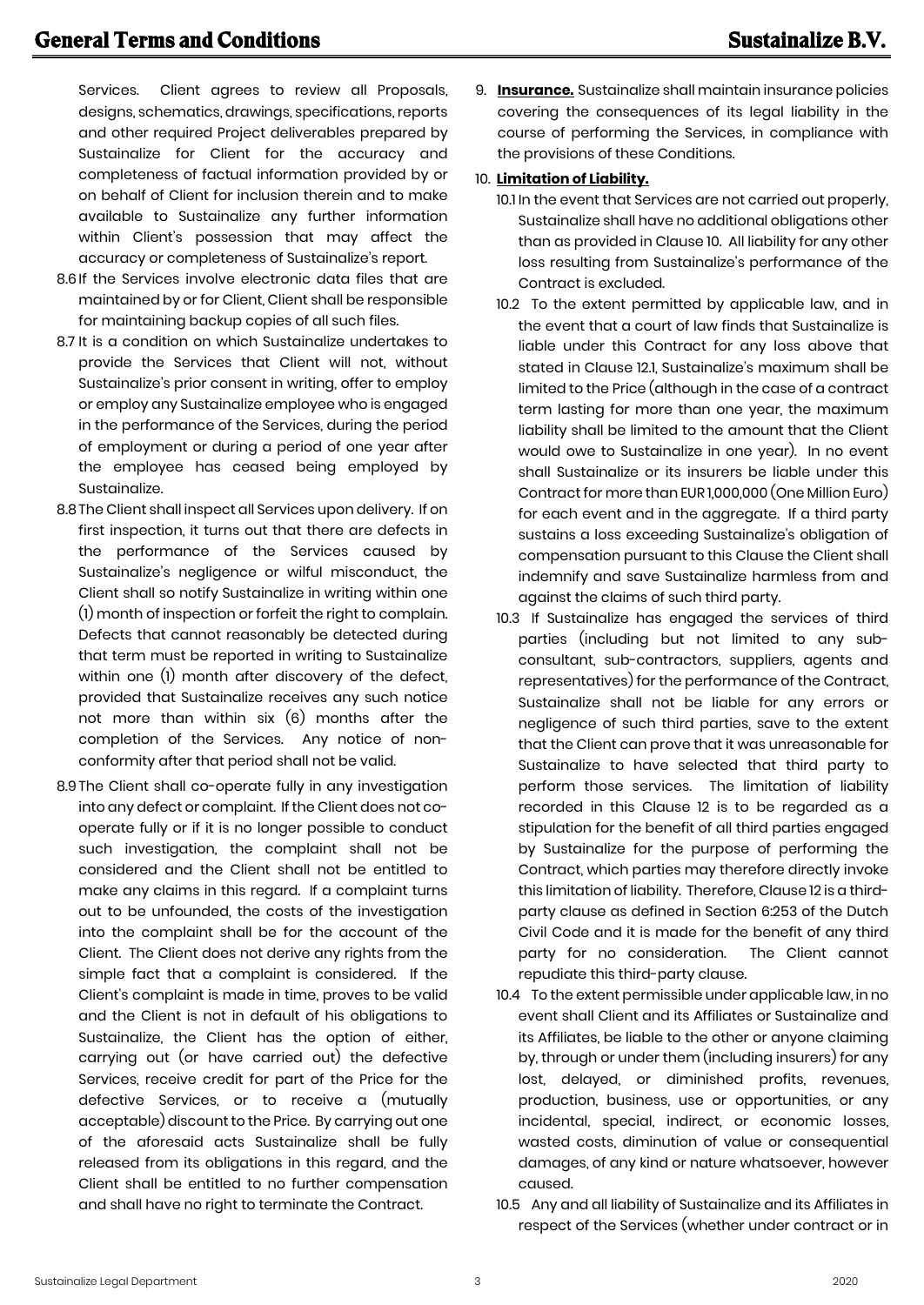Services. Client agrees to review all Proposals, designs, schematics, drawings, specifications, reports and other required Project deliverables prepared by Sustainalize for Client for the accuracy and completeness of factual information provided by or on behalf of Client for inclusion therein and to make available to Sustainalize any further information within Client's possession that may affect the accuracy or completeness of Sustainalize's report.

8.6 If the Services involve electronic data files that are maintained by or for Client, Client shall be responsible for maintaining backup copies of all such files.

8.7 It is a condition on which Sustainalize undertakes to provide the Services that Client will not, without Sustainalize's prior consent in writing, offer to employ or employ any Sustainalize employee who is engaged in the performance of the Services, during the period of employment or during a period of one year after the employee has ceased being employed by Sustainalize.

8.8 The Client shall inspect all Services upon delivery. If on first inspection, it turns out that there are defects in the performance of the Services caused by Sustainalize's negligence or wilful misconduct, the Client shall so notify Sustainalize in writing within one (1) month of inspection or forfeit the right to complain. Defects that cannot reasonably be detected during that term must be reported in writing to Sustainalize within one (1) month after discovery of the defect, provided that Sustainalize receives any such notice not more than within six (6) months after the completion of the Services. Any notice of non-conformity after that period shall not be valid.

8.9 The Client shall co-operate fully in any investigation into any defect or complaint. If the Client does not co-operate fully or if it is no longer possible to conduct such investigation, the complaint shall not be considered and the Client shall not be entitled to make any claims in this regard. If a complaint turns out to be unfounded, the costs of the investigation into the complaint shall be for the account of the Client. The Client does not derive any rights from the simple fact that a complaint is considered. If the Client's complaint is made in time, proves to be valid and the Client is not in default of his obligations to Sustainalize, the Client has the option of either, carrying out (or have carried out) the defective Services, receive credit for part of the Price for the defective Services, or to receive a (mutually acceptable) discount to the Price. By carrying out one of the aforesaid acts Sustainalize shall be fully released from its obligations in this regard, and the Client shall be entitled to no further compensation and shall have no right to terminate the Contract.

9. **Insurance.** Sustainalize shall maintain insurance policies covering the consequences of its legal liability in the course of performing the Services, in compliance with the provisions of these Conditions.

10. **Limitation of Liability.**

10.1 In the event that Services are not carried out properly, Sustainalize shall have no additional obligations other than as provided in Clause 10. All liability for any other loss resulting from Sustainalize's performance of the Contract is excluded.

10.2 To the extent permitted by applicable law, and in the event that a court of law finds that Sustainalize is liable under this Contract for any loss above that stated in Clause 12.1, Sustainalize's maximum shall be limited to the Price (although in the case of a contract term lasting for more than one year, the maximum liability shall be limited to the amount that the Client would owe to Sustainalize in one year). In no event shall Sustainalize or its insurers be liable under this Contract for more than EUR 1,000,000 (One Million Euro) for each event and in the aggregate. If a third party sustains a loss exceeding Sustainalize's obligation of compensation pursuant to this Clause the Client shall indemnify and save Sustainalize harmless from and against the claims of such third party.

10.3 If Sustainalize has engaged the services of third parties (including but not limited to any sub-consultant, sub-contractors, suppliers, agents and representatives) for the performance of the Contract, Sustainalize shall not be liable for any errors or negligence of such third parties, save to the extent that the Client can prove that it was unreasonable for Sustainalize to have selected that third party to perform those services. The limitation of liability recorded in this Clause 12 is to be regarded as a stipulation for the benefit of all third parties engaged by Sustainalize for the purpose of performing the Contract, which parties may therefore directly invoke this limitation of liability. Therefore, Clause 12 is a third-party clause as defined in Section 6:253 of the Dutch Civil Code and it is made for the benefit of any third party for no consideration. The Client cannot repudiate this third-party clause.

10.4 To the extent permissible under applicable law, in no event shall Client and its Affiliates or Sustainalize and its Affiliates, be liable to the other or anyone claiming by, through or under them (including insurers) for any lost, delayed, or diminished profits, revenues, production, business, use or opportunities, or any incidental, special, indirect, or economic losses, wasted costs, diminution of value or consequential damages, of any kind or nature whatsoever, however caused.

10.5 Any and all liability of Sustainalize and its Affiliates in respect of the Services (whether under contract or in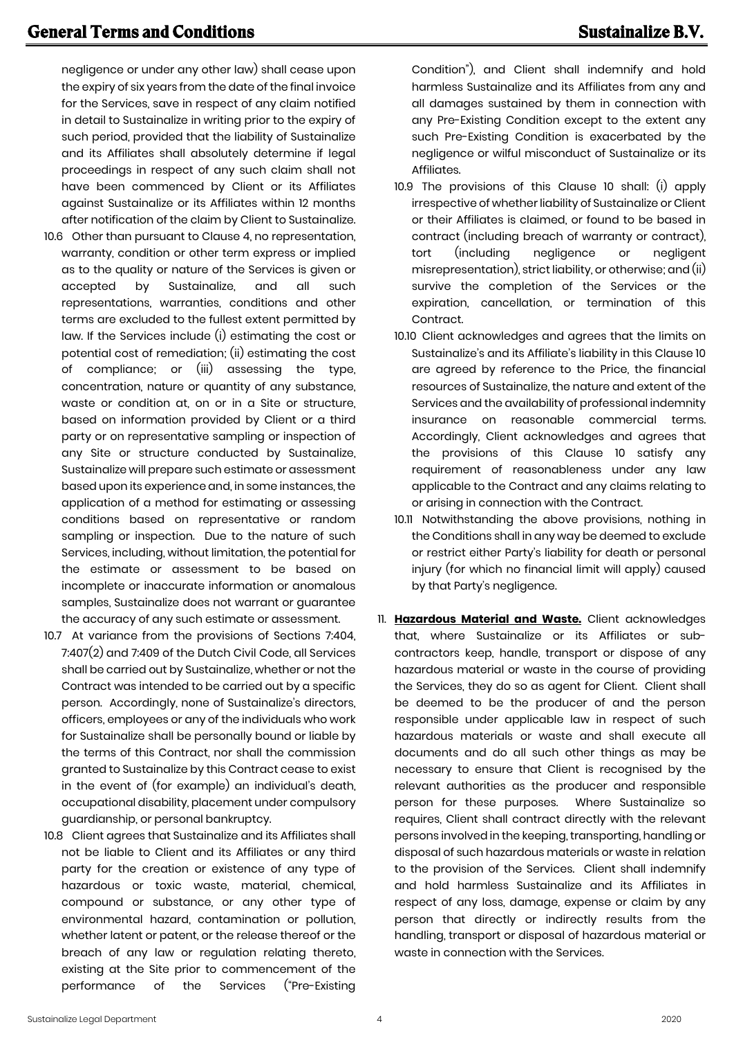negligence or under any other law) shall cease upon the expiry of six years from the date of the final invoice for the Services, save in respect of any claim notified in detail to Sustainalize in writing prior to the expiry of such period, provided that the liability of Sustainalize and its Affiliates shall absolutely determine if legal proceedings in respect of any such claim shall not have been commenced by Client or its Affiliates against Sustainalize or its Affiliates within 12 months after notification of the claim by Client to Sustainalize.

10.6 Other than pursuant to Clause 4, no representation, warranty, condition or other term express or implied as to the quality or nature of the Services is given or accepted by Sustainalize, and all such representations, warranties, conditions and other terms are excluded to the fullest extent permitted by law. If the Services include (i) estimating the cost or potential cost of remediation; (ii) estimating the cost of compliance; or (iii) assessing the type, concentration, nature or quantity of any substance, waste or condition at, on or in a Site or structure, based on information provided by Client or a third party or on representative sampling or inspection of any Site or structure conducted by Sustainalize, Sustainalize will prepare such estimate or assessment based upon its experience and, in some instances, the application of a method for estimating or assessing conditions based on representative or random sampling or inspection. Due to the nature of such Services, including, without limitation, the potential for the estimate or assessment to be based on incomplete or inaccurate information or anomalous samples, Sustainalize does not warrant or guarantee the accuracy of any such estimate or assessment.

10.7 At variance from the provisions of Sections 7:404, 7:407(2) and 7:409 of the Dutch Civil Code, all Services shall be carried out by Sustainalize, whether or not the Contract was intended to be carried out by a specific person. Accordingly, none of Sustainalize's directors, officers, employees or any of the individuals who work for Sustainalize shall be personally bound or liable by the terms of this Contract, nor shall the commission granted to Sustainalize by this Contract cease to exist in the event of (for example) an individual's death, occupational disability, placement under compulsory guardianship, or personal bankruptcy.

10.8 Client agrees that Sustainalize and its Affiliates shall not be liable to Client and its Affiliates or any third party for the creation or existence of any type of hazardous or toxic waste, material, chemical, compound or substance, or any other type of environmental hazard, contamination or pollution, whether latent or patent, or the release thereof or the breach of any law or regulation relating thereto, existing at the Site prior to commencement of the performance of the Services ("Pre-Existing Condition"), and Client shall indemnify and hold harmless Sustainalize and its Affiliates from any and all damages sustained by them in connection with any Pre-Existing Condition except to the extent any such Pre-Existing Condition is exacerbated by the negligence or wilful misconduct of Sustainalize or its Affiliates.

10.9 The provisions of this Clause 10 shall: (i) apply irrespective of whether liability of Sustainalize or Client or their Affiliates is claimed, or found to be based in contract (including breach of warranty or contract), tort (including negligence or negligent misrepresentation), strict liability, or otherwise; and (ii) survive the completion of the Services or the expiration, cancellation, or termination of this Contract.

10.10 Client acknowledges and agrees that the limits on Sustainalize's and its Affiliate's liability in this Clause 10 are agreed by reference to the Price, the financial resources of Sustainalize, the nature and extent of the Services and the availability of professional indemnity insurance on reasonable commercial terms. Accordingly, Client acknowledges and agrees that the provisions of this Clause 10 satisfy any requirement of reasonableness under any law applicable to the Contract and any claims relating to or arising in connection with the Contract.

10.11 Notwithstanding the above provisions, nothing in the Conditions shall in any way be deemed to exclude or restrict either Party's liability for death or personal injury (for which no financial limit will apply) caused by that Party's negligence.

11. **Hazardous Material and Waste.** Client acknowledges that, where Sustainalize or its Affiliates or sub-contractors keep, handle, transport or dispose of any hazardous material or waste in the course of providing the Services, they do so as agent for Client. Client shall be deemed to be the producer of and the person responsible under applicable law in respect of such hazardous materials or waste and shall execute all documents and do all such other things as may be necessary to ensure that Client is recognised by the relevant authorities as the producer and responsible person for these purposes. Where Sustainalize so requires, Client shall contract directly with the relevant persons involved in the keeping, transporting, handling or disposal of such hazardous materials or waste in relation to the provision of the Services. Client shall indemnify and hold harmless Sustainalize and its Affiliates in respect of any loss, damage, expense or claim by any person that directly or indirectly results from the handling, transport or disposal of hazardous material or waste in connection with the Services.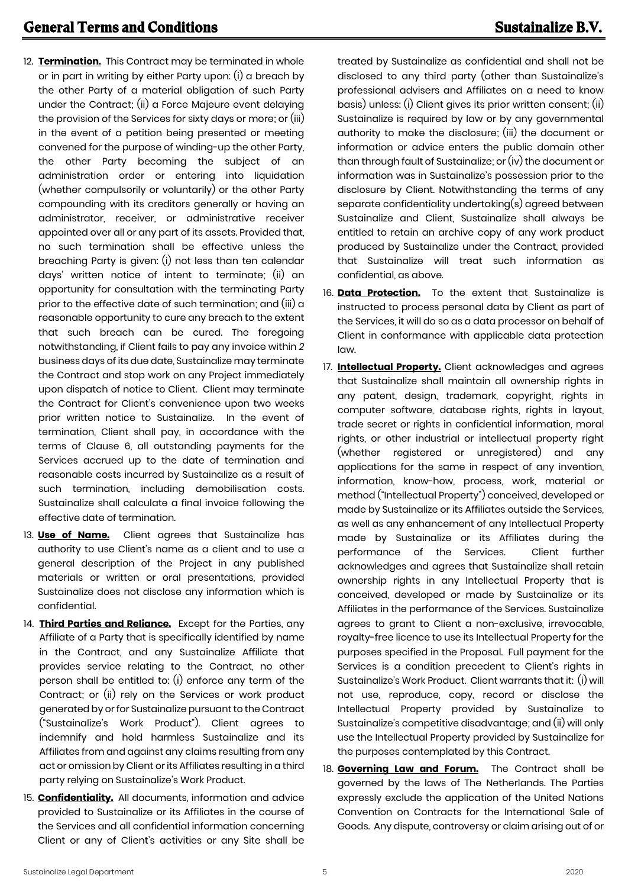12. **Termination.** This Contract may be terminated in whole or in part in writing by either Party upon: (i) a breach by the other Party of a material obligation of such Party under the Contract; (ii) a Force Majeure event delaying the provision of the Services for sixty days or more; or (iii) in the event of a petition being presented or meeting convened for the purpose of winding-up the other Party, the other Party becoming the subject of an administration order or entering into liquidation (whether compulsorily or voluntarily) or the other Party compounding with its creditors generally or having an administrator, receiver, or administrative receiver appointed over all or any part of its assets. Provided that, no such termination shall be effective unless the breaching Party is given: (i) not less than ten calendar days' written notice of intent to terminate; (ii) an opportunity for consultation with the terminating Party prior to the effective date of such termination; and (iii) a reasonable opportunity to cure any breach to the extent that such breach can be cured. The foregoing notwithstanding, if Client fails to pay any invoice within *2* business days of its due date, Sustainalize may terminate the Contract and stop work on any Project immediately upon dispatch of notice to Client. Client may terminate the Contract for Client's convenience upon two weeks prior written notice to Sustainalize. In the event of termination, Client shall pay, in accordance with the terms of Clause 6, all outstanding payments for the Services accrued up to the date of termination and reasonable costs incurred by Sustainalize as a result of such termination, including demobilisation costs. Sustainalize shall calculate a final invoice following the effective date of termination.

13. **Use of Name.** Client agrees that Sustainalize has authority to use Client's name as a client and to use a general description of the Project in any published materials or written or oral presentations, provided Sustainalize does not disclose any information which is confidential.

14. **Third Parties and Reliance.** Except for the Parties, any Affiliate of a Party that is specifically identified by name in the Contract, and any Sustainalize Affiliate that provides service relating to the Contract, no other person shall be entitled to: (i) enforce any term of the Contract; or (ii) rely on the Services or work product generated by or for Sustainalize pursuant to the Contract ("Sustainalize's Work Product"). Client agrees to indemnify and hold harmless Sustainalize and its Affiliates from and against any claims resulting from any act or omission by Client or its Affiliates resulting in a third party relying on Sustainalize's Work Product.

15. **Confidentiality.** All documents, information and advice provided to Sustainalize or its Affiliates in the course of the Services and all confidential information concerning Client or any of Client's activities or any Site shall be treated by Sustainalize as confidential and shall not be disclosed to any third party (other than Sustainalize's professional advisers and Affiliates on a need to know basis) unless: (i) Client gives its prior written consent; (ii) Sustainalize is required by law or by any governmental authority to make the disclosure; (iii) the document or information or advice enters the public domain other than through fault of Sustainalize; or (iv) the document or information was in Sustainalize's possession prior to the disclosure by Client. Notwithstanding the terms of any separate confidentiality undertaking(s) agreed between Sustainalize and Client, Sustainalize shall always be entitled to retain an archive copy of any work product produced by Sustainalize under the Contract, provided that Sustainalize will treat such information as confidential, as above.

16. **Data Protection.** To the extent that Sustainalize is instructed to process personal data by Client as part of the Services, it will do so as a data processor on behalf of Client in conformance with applicable data protection law.

17. **Intellectual Property.** Client acknowledges and agrees that Sustainalize shall maintain all ownership rights in any patent, design, trademark, copyright, rights in computer software, database rights, rights in layout, trade secret or rights in confidential information, moral rights, or other industrial or intellectual property right (whether registered or unregistered) and any applications for the same in respect of any invention, information, know-how, process, work, material or method ("Intellectual Property") conceived, developed or made by Sustainalize or its Affiliates outside the Services, as well as any enhancement of any Intellectual Property made by Sustainalize or its Affiliates during the performance of the Services. Client further acknowledges and agrees that Sustainalize shall retain ownership rights in any Intellectual Property that is conceived, developed or made by Sustainalize or its Affiliates in the performance of the Services. Sustainalize agrees to grant to Client a non-exclusive, irrevocable, royalty-free licence to use its Intellectual Property for the purposes specified in the Proposal. Full payment for the Services is a condition precedent to Client's rights in Sustainalize's Work Product. Client warrants that it: (i) will not use, reproduce, copy, record or disclose the Intellectual Property provided by Sustainalize to Sustainalize's competitive disadvantage; and (ii) will only use the Intellectual Property provided by Sustainalize for the purposes contemplated by this Contract.

18. **Governing Law and Forum.** The Contract shall be governed by the laws of The Netherlands. The Parties expressly exclude the application of the United Nations Convention on Contracts for the International Sale of Goods. Any dispute, controversy or claim arising out of or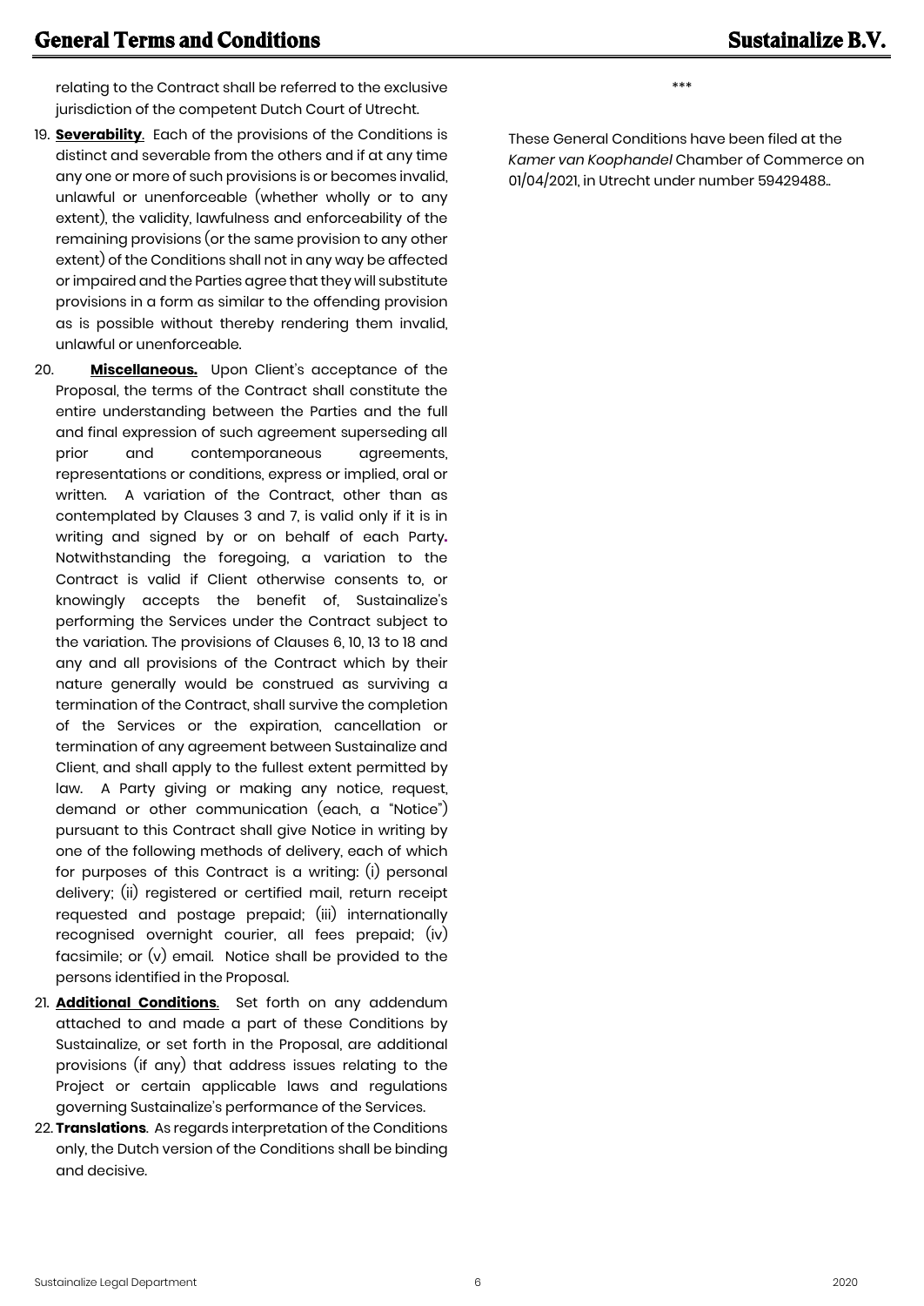relating to the Contract shall be referred to the exclusive jurisdiction of the competent Dutch Court of Utrecht.

19. **Severability**. Each of the provisions of the Conditions is distinct and severable from the others and if at any time any one or more of such provisions is or becomes invalid, unlawful or unenforceable (whether wholly or to any extent), the validity, lawfulness and enforceability of the remaining provisions (or the same provision to any other extent) of the Conditions shall not in any way be affected or impaired and the Parties agree that they will substitute provisions in a form as similar to the offending provision as is possible without thereby rendering them invalid, unlawful or unenforceable.

20. **Miscellaneous.** Upon Client's acceptance of the Proposal, the terms of the Contract shall constitute the entire understanding between the Parties and the full and final expression of such agreement superseding all prior and contemporaneous agreements, representations or conditions, express or implied, oral or written. A variation of the Contract, other than as contemplated by Clauses 3 and 7, is valid only if it is in writing and signed by or on behalf of each Party**.** Notwithstanding the foregoing, a variation to the Contract is valid if Client otherwise consents to, or knowingly accepts the benefit of, Sustainalize's performing the Services under the Contract subject to the variation. The provisions of Clauses 6, 10, 13 to 18 and any and all provisions of the Contract which by their nature generally would be construed as surviving a termination of the Contract, shall survive the completion of the Services or the expiration, cancellation or termination of any agreement between Sustainalize and Client, and shall apply to the fullest extent permitted by law. A Party giving or making any notice, request, demand or other communication (each, a "Notice") pursuant to this Contract shall give Notice in writing by one of the following methods of delivery, each of which for purposes of this Contract is a writing: (i) personal delivery; (ii) registered or certified mail, return receipt requested and postage prepaid; (iii) internationally recognised overnight courier, all fees prepaid; (iv) facsimile; or (v) email. Notice shall be provided to the persons identified in the Proposal.

21. **Additional Conditions**. Set forth on any addendum attached to and made a part of these Conditions by Sustainalize, or set forth in the Proposal, are additional provisions (if any) that address issues relating to the Project or certain applicable laws and regulations governing Sustainalize's performance of the Services.

22. **Translations**. As regards interpretation of the Conditions only, the Dutch version of the Conditions shall be binding and decisive.

\*\*\*

These General Conditions have been filed at the *Kamer van Koophandel* Chamber of Commerce on 01/04/2021, in Utrecht under number 59429488..